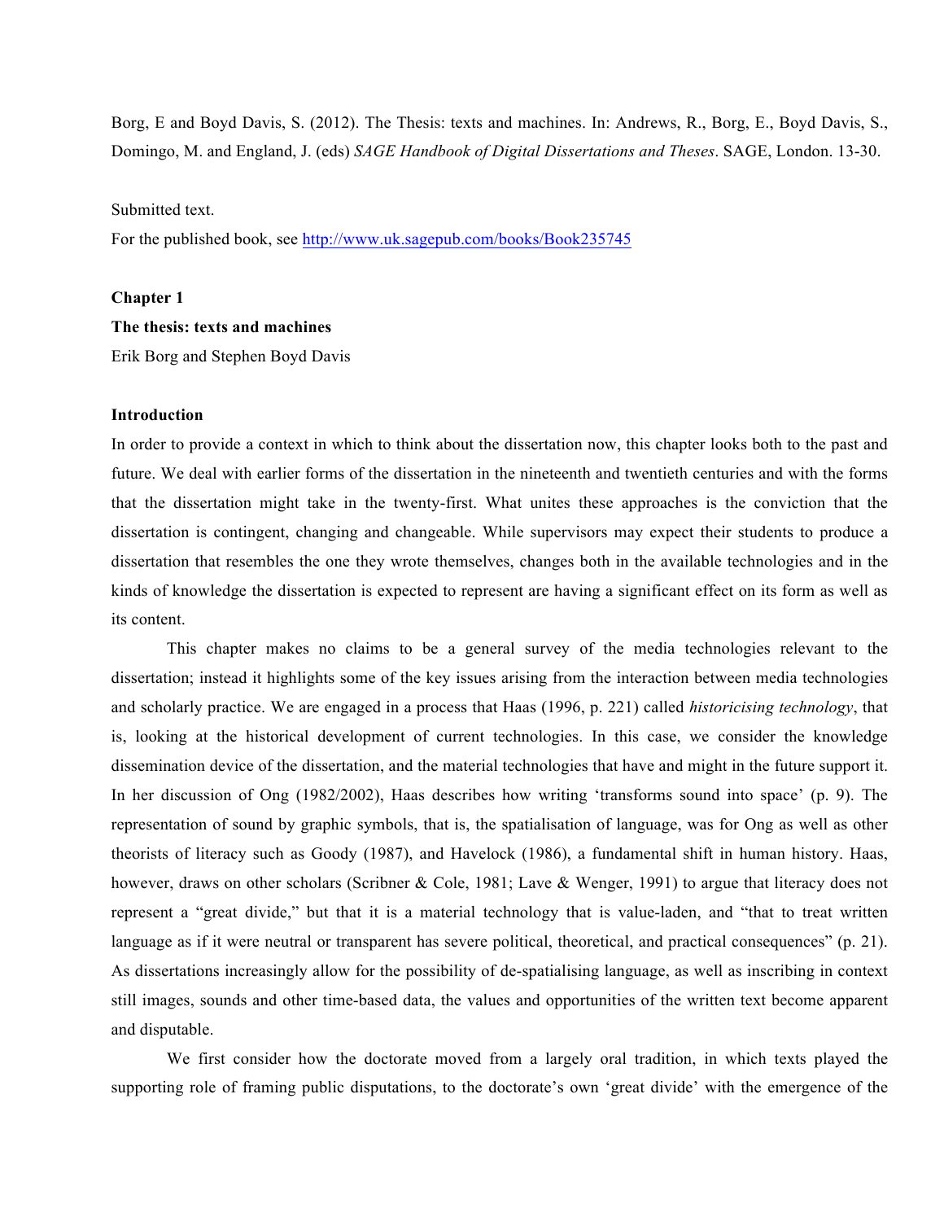Borg, E and Boyd Davis, S. (2012). The Thesis: texts and machines. In: Andrews, R., Borg, E., Boyd Davis, S., Domingo, M. and England, J. (eds) *SAGE Handbook of Digital Dissertations and Theses*. SAGE, London. 13-30.

Submitted text.

For the published book, see http://www.uk.sagepub.com/books/Book235745

**Chapter 1**

# The thesis: texts and machines

Erik Borg and Stephen Boyd Davis

## Introduction

In order to provide a context in which to think about the dissertation now, this chapter looks both to the past and future. We deal with earlier forms of the dissertation in the nineteenth and twentieth centuries and with the forms that the dissertation might take in the twenty-first. What unites these approaches is the conviction that the dissertation is contingent, changing and changeable. While supervisors may expect their students to produce a dissertation that resembles the one they wrote themselves, changes both in the available technologies and in the kinds of knowledge the dissertation is expected to represent are having a significant effect on its form as well as its content.

This chapter makes no claims to be a general survey of the media technologies relevant to the dissertation; instead it highlights some of the key issues arising from the interaction between media technologies and scholarly practice. We are engaged in a process that Haas (1996, p. 221) called *historicising technology*, that is, looking at the historical development of current technologies. In this case, we consider the knowledge dissemination device of the dissertation, and the material technologies that have and might in the future support it. In her discussion of Ong (1982/2002), Haas describes how writing 'transforms sound into space' (p. 9). The representation of sound by graphic symbols, that is, the spatialisation of language, was for Ong as well as other theorists of literacy such as Goody (1987), and Havelock (1986), a fundamental shift in human history. Haas, however, draws on other scholars (Scribner & Cole, 1981; Lave & Wenger, 1991) to argue that literacy does not represent a "great divide," but that it is a material technology that is value-laden, and "that to treat written language as if it were neutral or transparent has severe political, theoretical, and practical consequences" (p. 21). As dissertations increasingly allow for the possibility of de-spatialising language, as well as inscribing in context still images, sounds and other time-based data, the values and opportunities of the written text become apparent and disputable.

We first consider how the doctorate moved from a largely oral tradition, in which texts played the supporting role of framing public disputations, to the doctorate's own 'great divide' with the emergence of the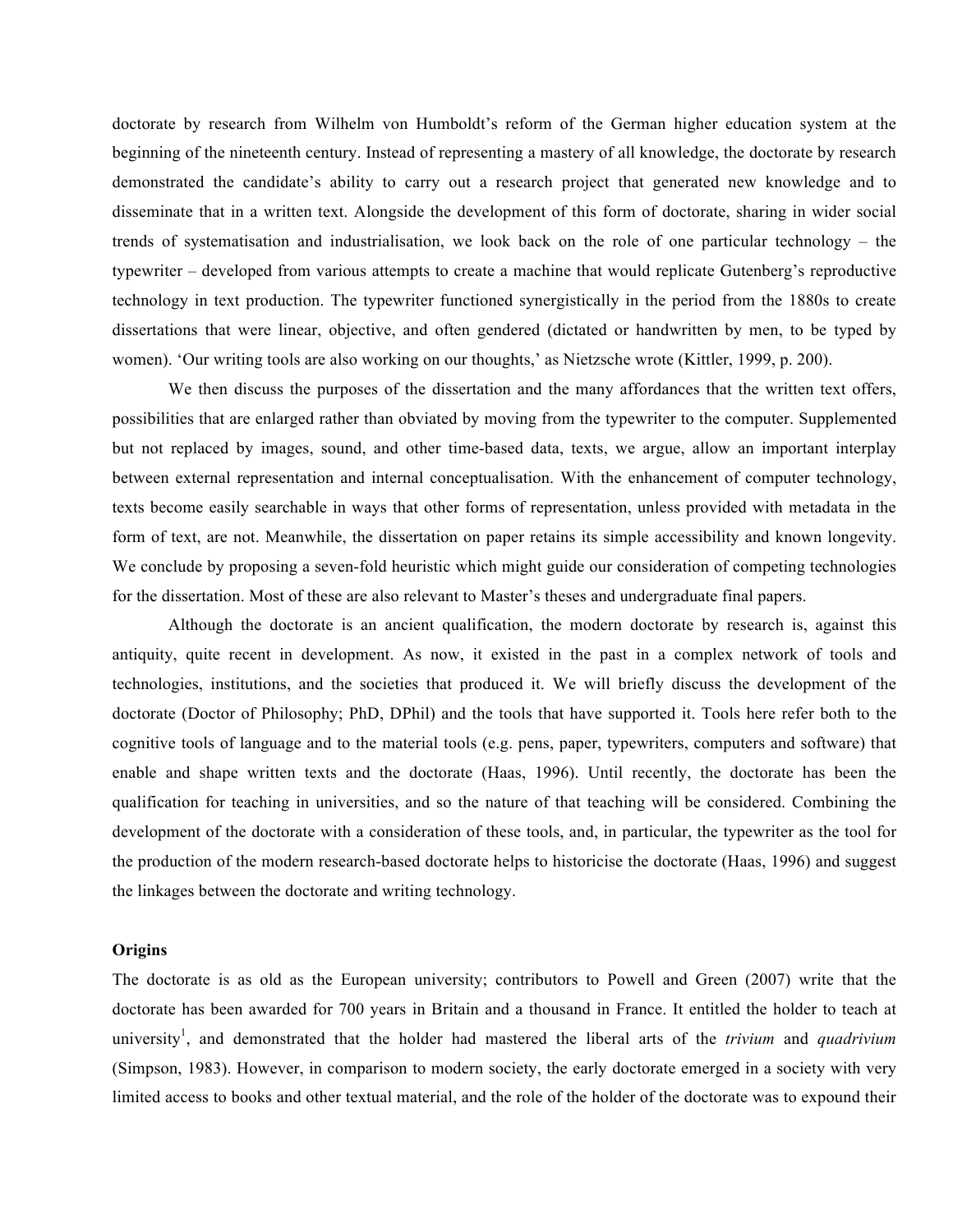doctorate by research from Wilhelm von Humboldt's reform of the German higher education system at the beginning of the nineteenth century. Instead of representing a mastery of all knowledge, the doctorate by research demonstrated the candidate's ability to carry out a research project that generated new knowledge and to disseminate that in a written text. Alongside the development of this form of doctorate, sharing in wider social trends of systematisation and industrialisation, we look back on the role of one particular technology – the typewriter – developed from various attempts to create a machine that would replicate Gutenberg's reproductive technology in text production. The typewriter functioned synergistically in the period from the 1880s to create dissertations that were linear, objective, and often gendered (dictated or handwritten by men, to be typed by women). 'Our writing tools are also working on our thoughts,' as Nietzsche wrote (Kittler, 1999, p. 200).

We then discuss the purposes of the dissertation and the many affordances that the written text offers, possibilities that are enlarged rather than obviated by moving from the typewriter to the computer. Supplemented but not replaced by images, sound, and other time-based data, texts, we argue, allow an important interplay between external representation and internal conceptualisation. With the enhancement of computer technology, texts become easily searchable in ways that other forms of representation, unless provided with metadata in the form of text, are not. Meanwhile, the dissertation on paper retains its simple accessibility and known longevity. We conclude by proposing a seven-fold heuristic which might guide our consideration of competing technologies for the dissertation. Most of these are also relevant to Master's theses and undergraduate final papers.

Although the doctorate is an ancient qualification, the modern doctorate by research is, against this antiquity, quite recent in development. As now, it existed in the past in a complex network of tools and technologies, institutions, and the societies that produced it. We will briefly discuss the development of the doctorate (Doctor of Philosophy; PhD, DPhil) and the tools that have supported it. Tools here refer both to the cognitive tools of language and to the material tools (e.g. pens, paper, typewriters, computers and software) that enable and shape written texts and the doctorate (Haas, 1996). Until recently, the doctorate has been the qualification for teaching in universities, and so the nature of that teaching will be considered. Combining the development of the doctorate with a consideration of these tools, and, in particular, the typewriter as the tool for the production of the modern research-based doctorate helps to historicise the doctorate (Haas, 1996) and suggest the linkages between the doctorate and writing technology.

**Origins**

The doctorate is as old as the European university; contributors to Powell and Green (2007) write that the doctorate has been awarded for 700 years in Britain and a thousand in France. It entitled the holder to teach at university[1], and demonstrated that the holder had mastered the liberal arts of the *trivium* and *quadrivium* (Simpson, 1983). However, in comparison to modern society, the early doctorate emerged in a society with very limited access to books and other textual material, and the role of the holder of the doctorate was to expound their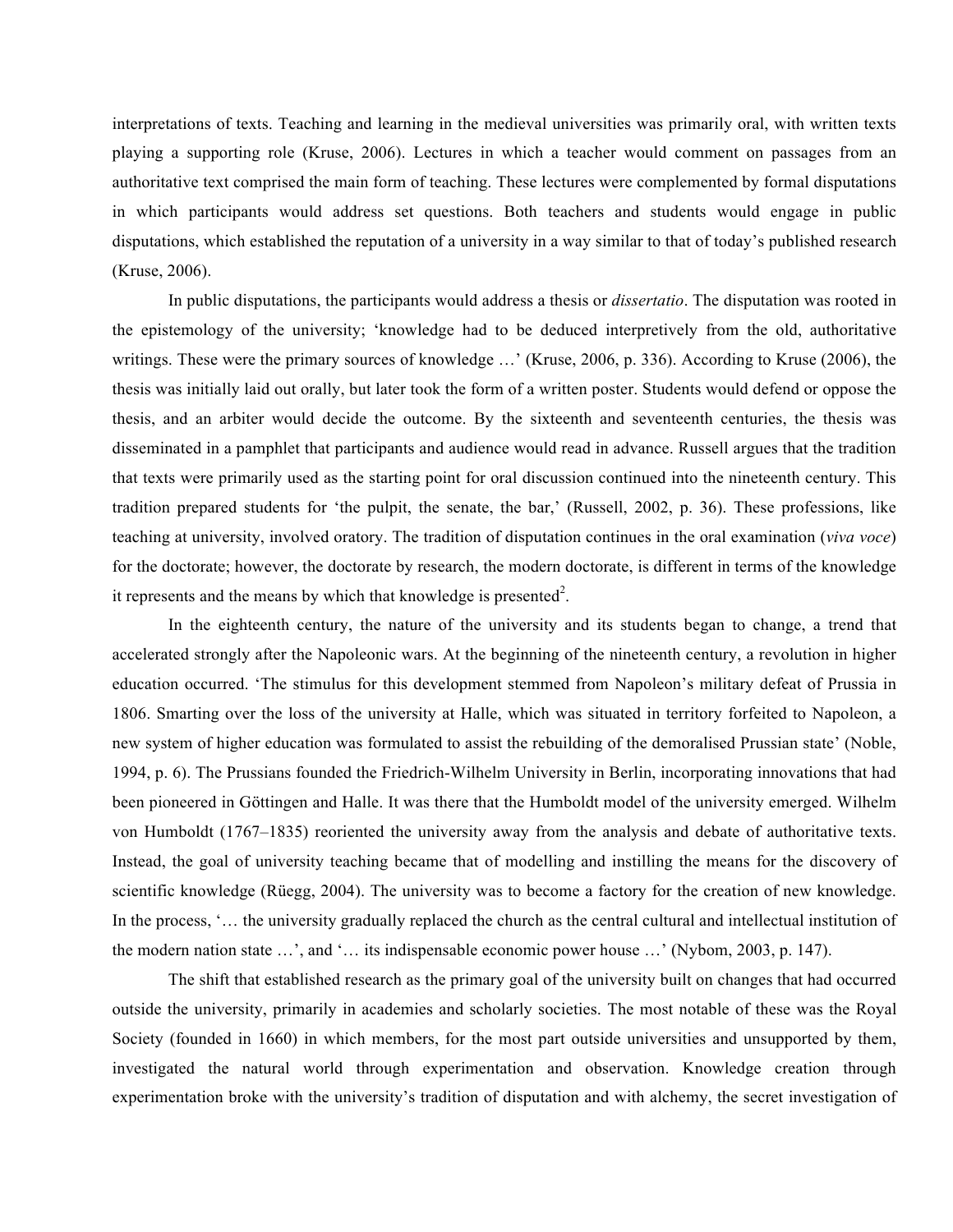interpretations of texts. Teaching and learning in the medieval universities was primarily oral, with written texts playing a supporting role (Kruse, 2006). Lectures in which a teacher would comment on passages from an authoritative text comprised the main form of teaching. These lectures were complemented by formal disputations in which participants would address set questions. Both teachers and students would engage in public disputations, which established the reputation of a university in a way similar to that of today's published research (Kruse, 2006).

In public disputations, the participants would address a thesis or *dissertatio*. The disputation was rooted in the epistemology of the university; 'knowledge had to be deduced interpretively from the old, authoritative writings. These were the primary sources of knowledge …' (Kruse, 2006, p. 336). According to Kruse (2006), the thesis was initially laid out orally, but later took the form of a written poster. Students would defend or oppose the thesis, and an arbiter would decide the outcome. By the sixteenth and seventeenth centuries, the thesis was disseminated in a pamphlet that participants and audience would read in advance. Russell argues that the tradition that texts were primarily used as the starting point for oral discussion continued into the nineteenth century. This tradition prepared students for 'the pulpit, the senate, the bar,' (Russell, 2002, p. 36). These professions, like teaching at university, involved oratory. The tradition of disputation continues in the oral examination (*viva voce*) for the doctorate; however, the doctorate by research, the modern doctorate, is different in terms of the knowledge it represents and the means by which that knowledge is presented[2].

In the eighteenth century, the nature of the university and its students began to change, a trend that accelerated strongly after the Napoleonic wars. At the beginning of the nineteenth century, a revolution in higher education occurred. 'The stimulus for this development stemmed from Napoleon's military defeat of Prussia in 1806. Smarting over the loss of the university at Halle, which was situated in territory forfeited to Napoleon, a new system of higher education was formulated to assist the rebuilding of the demoralised Prussian state' (Noble, 1994, p. 6). The Prussians founded the Friedrich-Wilhelm University in Berlin, incorporating innovations that had been pioneered in Göttingen and Halle. It was there that the Humboldt model of the university emerged. Wilhelm von Humboldt (1767–1835) reoriented the university away from the analysis and debate of authoritative texts. Instead, the goal of university teaching became that of modelling and instilling the means for the discovery of scientific knowledge (Rüegg, 2004). The university was to become a factory for the creation of new knowledge. In the process, '… the university gradually replaced the church as the central cultural and intellectual institution of the modern nation state …', and '… its indispensable economic power house …' (Nybom, 2003, p. 147).

The shift that established research as the primary goal of the university built on changes that had occurred outside the university, primarily in academies and scholarly societies. The most notable of these was the Royal Society (founded in 1660) in which members, for the most part outside universities and unsupported by them, investigated the natural world through experimentation and observation. Knowledge creation through experimentation broke with the university's tradition of disputation and with alchemy, the secret investigation of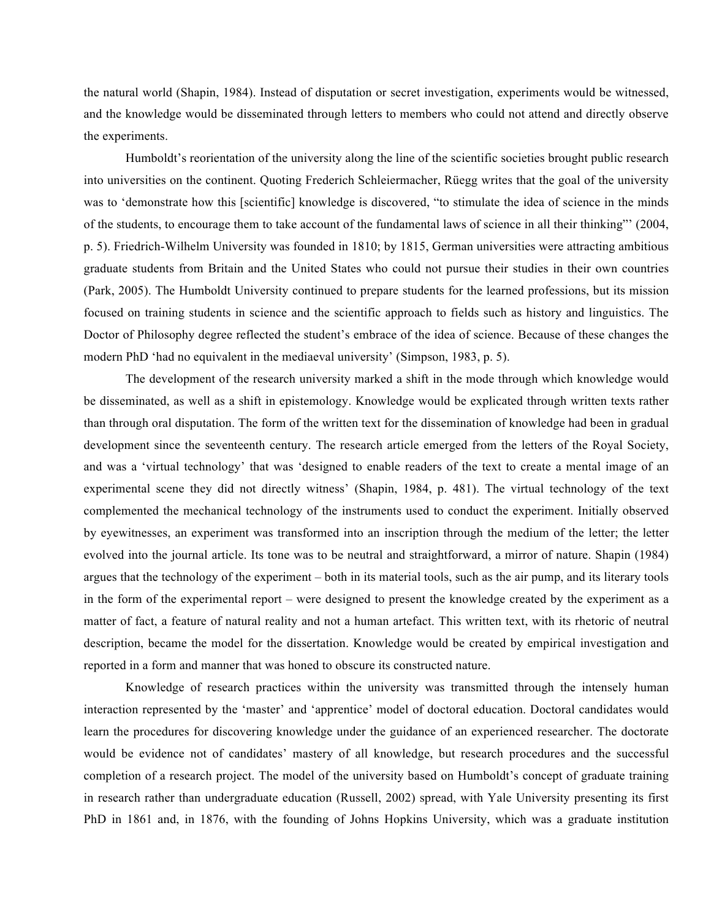the natural world (Shapin, 1984). Instead of disputation or secret investigation, experiments would be witnessed, and the knowledge would be disseminated through letters to members who could not attend and directly observe the experiments.

Humboldt's reorientation of the university along the line of the scientific societies brought public research into universities on the continent. Quoting Frederich Schleiermacher, Rüegg writes that the goal of the university was to 'demonstrate how this [scientific] knowledge is discovered, "to stimulate the idea of science in the minds of the students, to encourage them to take account of the fundamental laws of science in all their thinking"' (2004, p. 5). Friedrich-Wilhelm University was founded in 1810; by 1815, German universities were attracting ambitious graduate students from Britain and the United States who could not pursue their studies in their own countries (Park, 2005). The Humboldt University continued to prepare students for the learned professions, but its mission focused on training students in science and the scientific approach to fields such as history and linguistics. The Doctor of Philosophy degree reflected the student's embrace of the idea of science. Because of these changes the modern PhD 'had no equivalent in the mediaeval university' (Simpson, 1983, p. 5).

The development of the research university marked a shift in the mode through which knowledge would be disseminated, as well as a shift in epistemology. Knowledge would be explicated through written texts rather than through oral disputation. The form of the written text for the dissemination of knowledge had been in gradual development since the seventeenth century. The research article emerged from the letters of the Royal Society, and was a 'virtual technology' that was 'designed to enable readers of the text to create a mental image of an experimental scene they did not directly witness' (Shapin, 1984, p. 481). The virtual technology of the text complemented the mechanical technology of the instruments used to conduct the experiment. Initially observed by eyewitnesses, an experiment was transformed into an inscription through the medium of the letter; the letter evolved into the journal article. Its tone was to be neutral and straightforward, a mirror of nature. Shapin (1984) argues that the technology of the experiment – both in its material tools, such as the air pump, and its literary tools in the form of the experimental report – were designed to present the knowledge created by the experiment as a matter of fact, a feature of natural reality and not a human artefact. This written text, with its rhetoric of neutral description, became the model for the dissertation. Knowledge would be created by empirical investigation and reported in a form and manner that was honed to obscure its constructed nature.

Knowledge of research practices within the university was transmitted through the intensely human interaction represented by the 'master' and 'apprentice' model of doctoral education. Doctoral candidates would learn the procedures for discovering knowledge under the guidance of an experienced researcher. The doctorate would be evidence not of candidates' mastery of all knowledge, but research procedures and the successful completion of a research project. The model of the university based on Humboldt's concept of graduate training in research rather than undergraduate education (Russell, 2002) spread, with Yale University presenting its first PhD in 1861 and, in 1876, with the founding of Johns Hopkins University, which was a graduate institution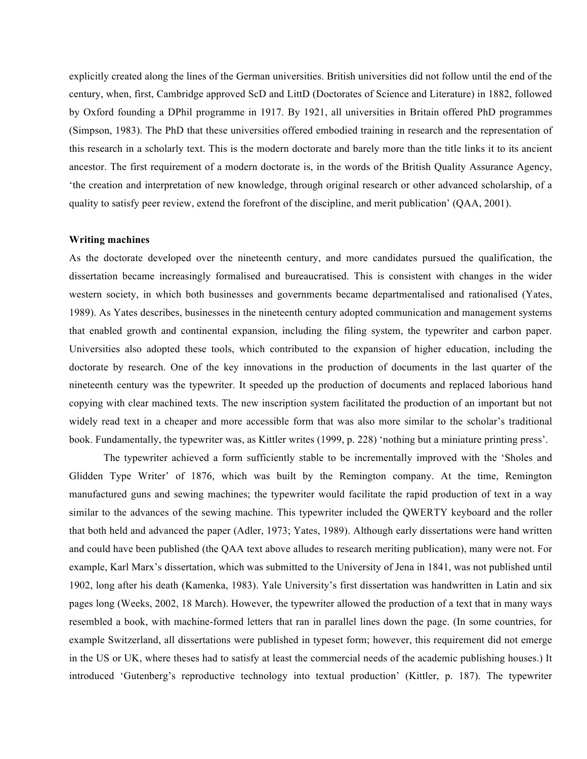explicitly created along the lines of the German universities. British universities did not follow until the end of the century, when, first, Cambridge approved ScD and LittD (Doctorates of Science and Literature) in 1882, followed by Oxford founding a DPhil programme in 1917. By 1921, all universities in Britain offered PhD programmes (Simpson, 1983). The PhD that these universities offered embodied training in research and the representation of this research in a scholarly text. This is the modern doctorate and barely more than the title links it to its ancient ancestor. The first requirement of a modern doctorate is, in the words of the British Quality Assurance Agency, 'the creation and interpretation of new knowledge, through original research or other advanced scholarship, of a quality to satisfy peer review, extend the forefront of the discipline, and merit publication' (QAA, 2001).

**Writing machines**

As the doctorate developed over the nineteenth century, and more candidates pursued the qualification, the dissertation became increasingly formalised and bureaucratised. This is consistent with changes in the wider western society, in which both businesses and governments became departmentalised and rationalised (Yates, 1989). As Yates describes, businesses in the nineteenth century adopted communication and management systems that enabled growth and continental expansion, including the filing system, the typewriter and carbon paper. Universities also adopted these tools, which contributed to the expansion of higher education, including the doctorate by research. One of the key innovations in the production of documents in the last quarter of the nineteenth century was the typewriter. It speeded up the production of documents and replaced laborious hand copying with clear machined texts. The new inscription system facilitated the production of an important but not widely read text in a cheaper and more accessible form that was also more similar to the scholar's traditional book. Fundamentally, the typewriter was, as Kittler writes (1999, p. 228) 'nothing but a miniature printing press'.

The typewriter achieved a form sufficiently stable to be incrementally improved with the 'Sholes and Glidden Type Writer' of 1876, which was built by the Remington company. At the time, Remington manufactured guns and sewing machines; the typewriter would facilitate the rapid production of text in a way similar to the advances of the sewing machine. This typewriter included the QWERTY keyboard and the roller that both held and advanced the paper (Adler, 1973; Yates, 1989). Although early dissertations were hand written and could have been published (the QAA text above alludes to research meriting publication), many were not. For example, Karl Marx's dissertation, which was submitted to the University of Jena in 1841, was not published until 1902, long after his death (Kamenka, 1983). Yale University's first dissertation was handwritten in Latin and six pages long (Weeks, 2002, 18 March). However, the typewriter allowed the production of a text that in many ways resembled a book, with machine-formed letters that ran in parallel lines down the page. (In some countries, for example Switzerland, all dissertations were published in typeset form; however, this requirement did not emerge in the US or UK, where theses had to satisfy at least the commercial needs of the academic publishing houses.) It introduced 'Gutenberg's reproductive technology into textual production' (Kittler, p. 187). The typewriter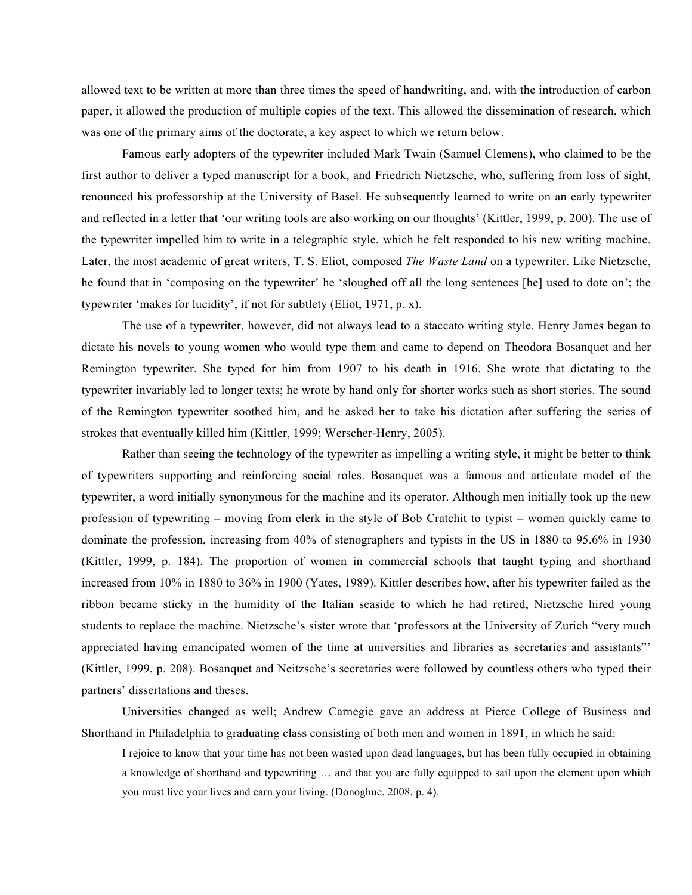allowed text to be written at more than three times the speed of handwriting, and, with the introduction of carbon paper, it allowed the production of multiple copies of the text. This allowed the dissemination of research, which was one of the primary aims of the doctorate, a key aspect to which we return below.

Famous early adopters of the typewriter included Mark Twain (Samuel Clemens), who claimed to be the first author to deliver a typed manuscript for a book, and Friedrich Nietzsche, who, suffering from loss of sight, renounced his professorship at the University of Basel. He subsequently learned to write on an early typewriter and reflected in a letter that 'our writing tools are also working on our thoughts' (Kittler, 1999, p. 200). The use of the typewriter impelled him to write in a telegraphic style, which he felt responded to his new writing machine. Later, the most academic of great writers, T. S. Eliot, composed *The Waste Land* on a typewriter. Like Nietzsche, he found that in 'composing on the typewriter' he 'sloughed off all the long sentences [he] used to dote on'; the typewriter 'makes for lucidity', if not for subtlety (Eliot, 1971, p. x).

The use of a typewriter, however, did not always lead to a staccato writing style. Henry James began to dictate his novels to young women who would type them and came to depend on Theodora Bosanquet and her Remington typewriter. She typed for him from 1907 to his death in 1916. She wrote that dictating to the typewriter invariably led to longer texts; he wrote by hand only for shorter works such as short stories. The sound of the Remington typewriter soothed him, and he asked her to take his dictation after suffering the series of strokes that eventually killed him (Kittler, 1999; Werscher-Henry, 2005).

Rather than seeing the technology of the typewriter as impelling a writing style, it might be better to think of typewriters supporting and reinforcing social roles. Bosanquet was a famous and articulate model of the typewriter, a word initially synonymous for the machine and its operator. Although men initially took up the new profession of typewriting – moving from clerk in the style of Bob Cratchit to typist – women quickly came to dominate the profession, increasing from 40% of stenographers and typists in the US in 1880 to 95.6% in 1930 (Kittler, 1999, p. 184). The proportion of women in commercial schools that taught typing and shorthand increased from 10% in 1880 to 36% in 1900 (Yates, 1989). Kittler describes how, after his typewriter failed as the ribbon became sticky in the humidity of the Italian seaside to which he had retired, Nietzsche hired young students to replace the machine. Nietzsche's sister wrote that 'professors at the University of Zurich "very much appreciated having emancipated women of the time at universities and libraries as secretaries and assistants"' (Kittler, 1999, p. 208). Bosanquet and Neitzsche's secretaries were followed by countless others who typed their partners' dissertations and theses.

Universities changed as well; Andrew Carnegie gave an address at Pierce College of Business and Shorthand in Philadelphia to graduating class consisting of both men and women in 1891, in which he said:

> I rejoice to know that your time has not been wasted upon dead languages, but has been fully occupied in obtaining a knowledge of shorthand and typewriting … and that you are fully equipped to sail upon the element upon which you must live your lives and earn your living. (Donoghue, 2008, p. 4).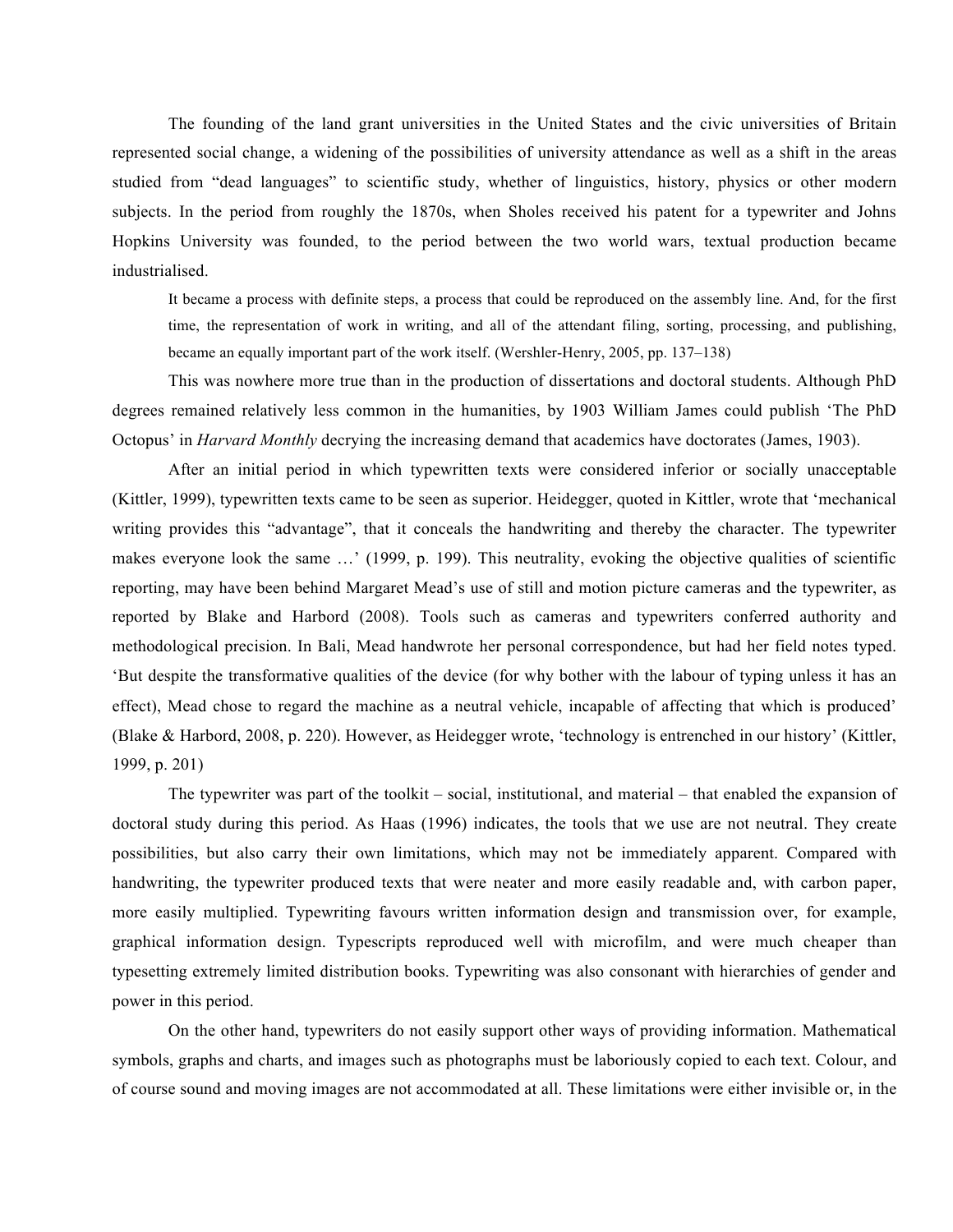The founding of the land grant universities in the United States and the civic universities of Britain represented social change, a widening of the possibilities of university attendance as well as a shift in the areas studied from "dead languages" to scientific study, whether of linguistics, history, physics or other modern subjects. In the period from roughly the 1870s, when Sholes received his patent for a typewriter and Johns Hopkins University was founded, to the period between the two world wars, textual production became industrialised.

> It became a process with definite steps, a process that could be reproduced on the assembly line. And, for the first time, the representation of work in writing, and all of the attendant filing, sorting, processing, and publishing, became an equally important part of the work itself. (Wershler-Henry, 2005, pp. 137–138)

This was nowhere more true than in the production of dissertations and doctoral students. Although PhD degrees remained relatively less common in the humanities, by 1903 William James could publish 'The PhD Octopus' in *Harvard Monthly* decrying the increasing demand that academics have doctorates (James, 1903).

After an initial period in which typewritten texts were considered inferior or socially unacceptable (Kittler, 1999), typewritten texts came to be seen as superior. Heidegger, quoted in Kittler, wrote that 'mechanical writing provides this "advantage", that it conceals the handwriting and thereby the character. The typewriter makes everyone look the same …' (1999, p. 199). This neutrality, evoking the objective qualities of scientific reporting, may have been behind Margaret Mead's use of still and motion picture cameras and the typewriter, as reported by Blake and Harbord (2008). Tools such as cameras and typewriters conferred authority and methodological precision. In Bali, Mead handwrote her personal correspondence, but had her field notes typed. 'But despite the transformative qualities of the device (for why bother with the labour of typing unless it has an effect), Mead chose to regard the machine as a neutral vehicle, incapable of affecting that which is produced' (Blake & Harbord, 2008, p. 220). However, as Heidegger wrote, 'technology is entrenched in our history' (Kittler, 1999, p. 201)

The typewriter was part of the toolkit – social, institutional, and material – that enabled the expansion of doctoral study during this period. As Haas (1996) indicates, the tools that we use are not neutral. They create possibilities, but also carry their own limitations, which may not be immediately apparent. Compared with handwriting, the typewriter produced texts that were neater and more easily readable and, with carbon paper, more easily multiplied. Typewriting favours written information design and transmission over, for example, graphical information design. Typescripts reproduced well with microfilm, and were much cheaper than typesetting extremely limited distribution books. Typewriting was also consonant with hierarchies of gender and power in this period.

On the other hand, typewriters do not easily support other ways of providing information. Mathematical symbols, graphs and charts, and images such as photographs must be laboriously copied to each text. Colour, and of course sound and moving images are not accommodated at all. These limitations were either invisible or, in the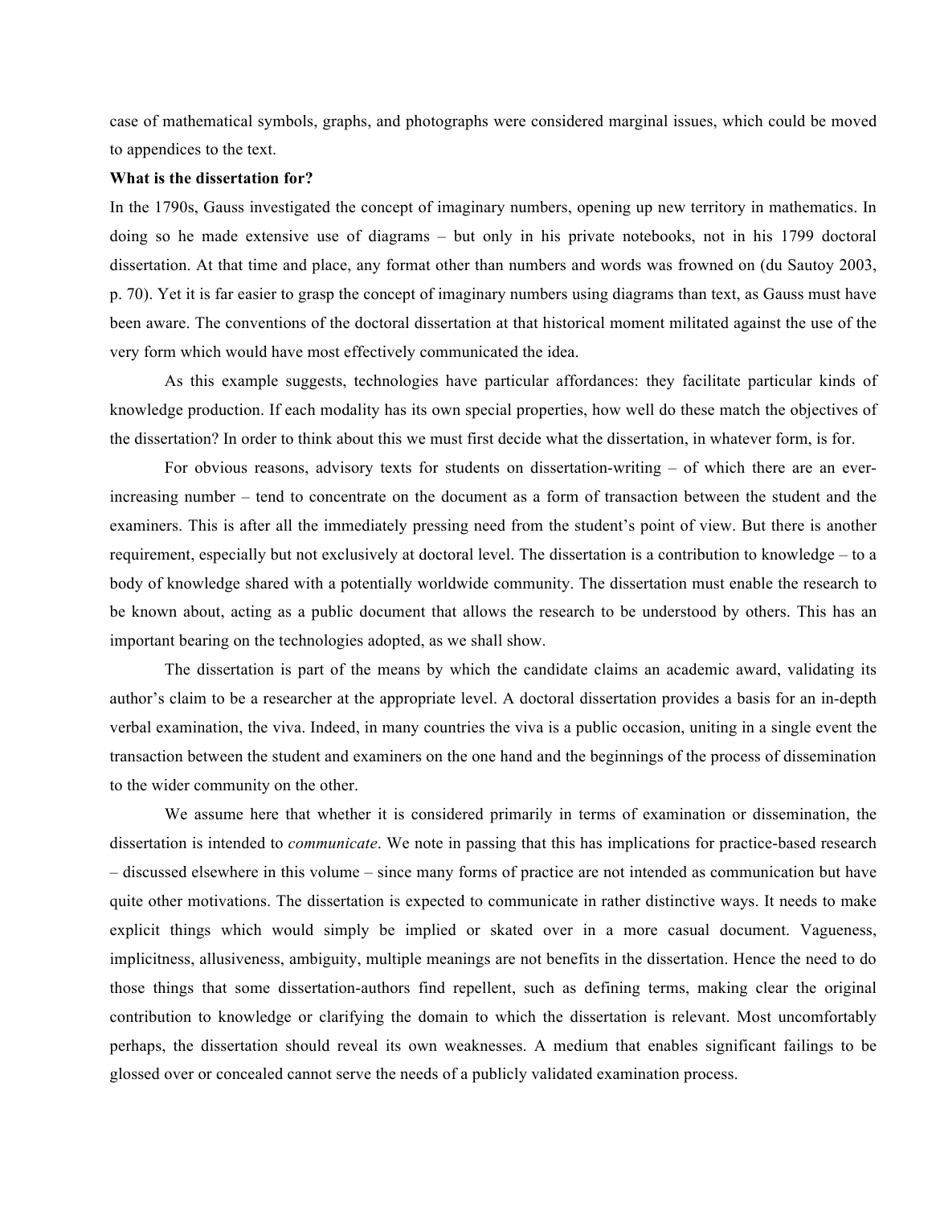case of mathematical symbols, graphs, and photographs were considered marginal issues, which could be moved to appendices to the text.

**What is the dissertation for?**

In the 1790s, Gauss investigated the concept of imaginary numbers, opening up new territory in mathematics. In doing so he made extensive use of diagrams – but only in his private notebooks, not in his 1799 doctoral dissertation. At that time and place, any format other than numbers and words was frowned on (du Sautoy 2003, p. 70). Yet it is far easier to grasp the concept of imaginary numbers using diagrams than text, as Gauss must have been aware. The conventions of the doctoral dissertation at that historical moment militated against the use of the very form which would have most effectively communicated the idea.

As this example suggests, technologies have particular affordances: they facilitate particular kinds of knowledge production. If each modality has its own special properties, how well do these match the objectives of the dissertation? In order to think about this we must first decide what the dissertation, in whatever form, is for.

For obvious reasons, advisory texts for students on dissertation-writing – of which there are an ever-increasing number – tend to concentrate on the document as a form of transaction between the student and the examiners. This is after all the immediately pressing need from the student's point of view. But there is another requirement, especially but not exclusively at doctoral level. The dissertation is a contribution to knowledge – to a body of knowledge shared with a potentially worldwide community. The dissertation must enable the research to be known about, acting as a public document that allows the research to be understood by others. This has an important bearing on the technologies adopted, as we shall show.

The dissertation is part of the means by which the candidate claims an academic award, validating its author's claim to be a researcher at the appropriate level. A doctoral dissertation provides a basis for an in-depth verbal examination, the viva. Indeed, in many countries the viva is a public occasion, uniting in a single event the transaction between the student and examiners on the one hand and the beginnings of the process of dissemination to the wider community on the other.

We assume here that whether it is considered primarily in terms of examination or dissemination, the dissertation is intended to *communicate*. We note in passing that this has implications for practice-based research – discussed elsewhere in this volume – since many forms of practice are not intended as communication but have quite other motivations. The dissertation is expected to communicate in rather distinctive ways. It needs to make explicit things which would simply be implied or skated over in a more casual document. Vagueness, implicitness, allusiveness, ambiguity, multiple meanings are not benefits in the dissertation. Hence the need to do those things that some dissertation-authors find repellent, such as defining terms, making clear the original contribution to knowledge or clarifying the domain to which the dissertation is relevant. Most uncomfortably perhaps, the dissertation should reveal its own weaknesses. A medium that enables significant failings to be glossed over or concealed cannot serve the needs of a publicly validated examination process.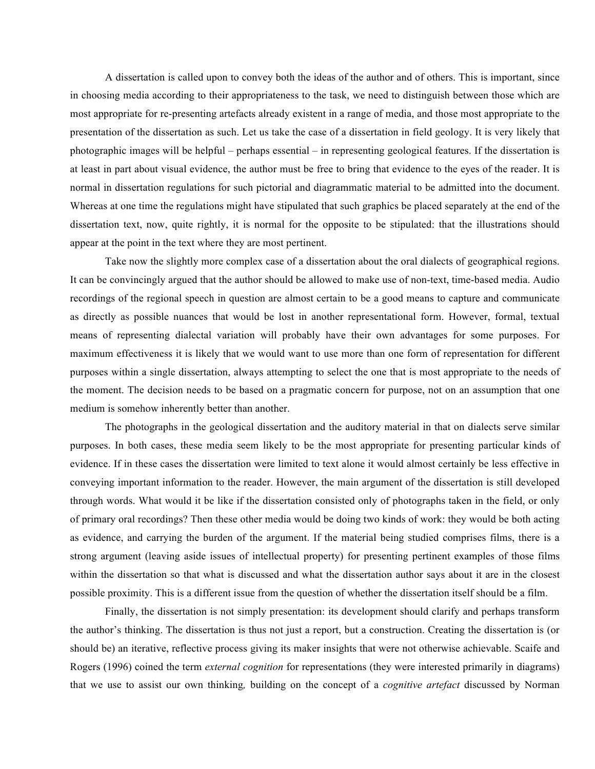A dissertation is called upon to convey both the ideas of the author and of others. This is important, since in choosing media according to their appropriateness to the task, we need to distinguish between those which are most appropriate for re-presenting artefacts already existent in a range of media, and those most appropriate to the presentation of the dissertation as such. Let us take the case of a dissertation in field geology. It is very likely that photographic images will be helpful – perhaps essential – in representing geological features. If the dissertation is at least in part about visual evidence, the author must be free to bring that evidence to the eyes of the reader. It is normal in dissertation regulations for such pictorial and diagrammatic material to be admitted into the document. Whereas at one time the regulations might have stipulated that such graphics be placed separately at the end of the dissertation text, now, quite rightly, it is normal for the opposite to be stipulated: that the illustrations should appear at the point in the text where they are most pertinent.

Take now the slightly more complex case of a dissertation about the oral dialects of geographical regions. It can be convincingly argued that the author should be allowed to make use of non-text, time-based media. Audio recordings of the regional speech in question are almost certain to be a good means to capture and communicate as directly as possible nuances that would be lost in another representational form. However, formal, textual means of representing dialectal variation will probably have their own advantages for some purposes. For maximum effectiveness it is likely that we would want to use more than one form of representation for different purposes within a single dissertation, always attempting to select the one that is most appropriate to the needs of the moment. The decision needs to be based on a pragmatic concern for purpose, not on an assumption that one medium is somehow inherently better than another.

The photographs in the geological dissertation and the auditory material in that on dialects serve similar purposes. In both cases, these media seem likely to be the most appropriate for presenting particular kinds of evidence. If in these cases the dissertation were limited to text alone it would almost certainly be less effective in conveying important information to the reader. However, the main argument of the dissertation is still developed through words. What would it be like if the dissertation consisted only of photographs taken in the field, or only of primary oral recordings? Then these other media would be doing two kinds of work: they would be both acting as evidence, and carrying the burden of the argument. If the material being studied comprises films, there is a strong argument (leaving aside issues of intellectual property) for presenting pertinent examples of those films within the dissertation so that what is discussed and what the dissertation author says about it are in the closest possible proximity. This is a different issue from the question of whether the dissertation itself should be a film.

Finally, the dissertation is not simply presentation: its development should clarify and perhaps transform the author's thinking. The dissertation is thus not just a report, but a construction. Creating the dissertation is (or should be) an iterative, reflective process giving its maker insights that were not otherwise achievable. Scaife and Rogers (1996) coined the term *external cognition* for representations (they were interested primarily in diagrams) that we use to assist our own thinking, building on the concept of a *cognitive artefact* discussed by Norman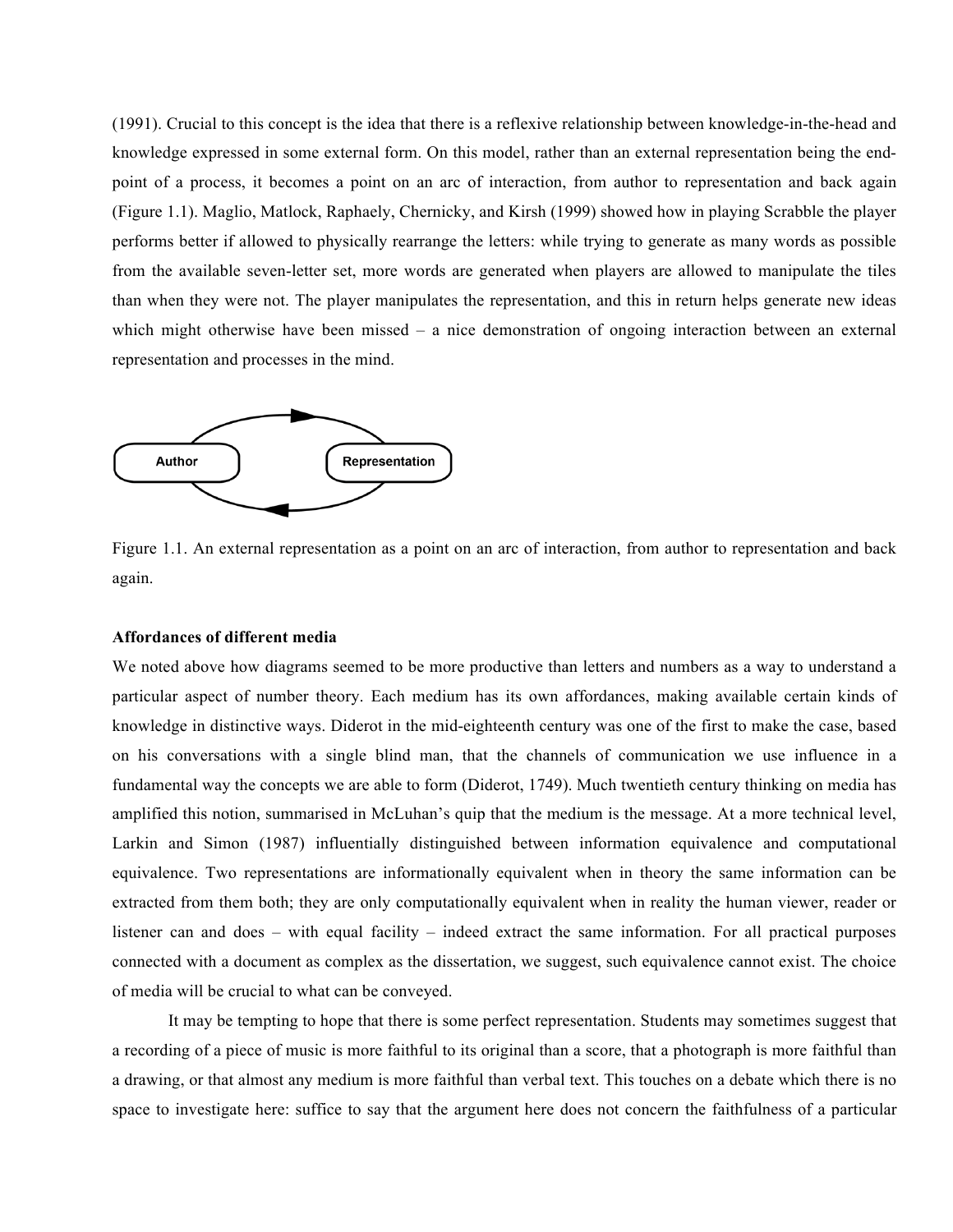(1991). Crucial to this concept is the idea that there is a reflexive relationship between knowledge-in-the-head and knowledge expressed in some external form. On this model, rather than an external representation being the end-point of a process, it becomes a point on an arc of interaction, from author to representation and back again (Figure 1.1). Maglio, Matlock, Raphaely, Chernicky, and Kirsh (1999) showed how in playing Scrabble the player performs better if allowed to physically rearrange the letters: while trying to generate as many words as possible from the available seven-letter set, more words are generated when players are allowed to manipulate the tiles than when they were not. The player manipulates the representation, and this in return helps generate new ideas which might otherwise have been missed – a nice demonstration of ongoing interaction between an external representation and processes in the mind.

Figure 1.1. An external representation as a point on an arc of interaction, from author to representation and back again.

**Affordances of different media**

We noted above how diagrams seemed to be more productive than letters and numbers as a way to understand a particular aspect of number theory. Each medium has its own affordances, making available certain kinds of knowledge in distinctive ways. Diderot in the mid-eighteenth century was one of the first to make the case, based on his conversations with a single blind man, that the channels of communication we use influence in a fundamental way the concepts we are able to form (Diderot, 1749). Much twentieth century thinking on media has amplified this notion, summarised in McLuhan's quip that the medium is the message. At a more technical level, Larkin and Simon (1987) influentially distinguished between information equivalence and computational equivalence. Two representations are informationally equivalent when in theory the same information can be extracted from them both; they are only computationally equivalent when in reality the human viewer, reader or listener can and does – with equal facility – indeed extract the same information. For all practical purposes connected with a document as complex as the dissertation, we suggest, such equivalence cannot exist. The choice of media will be crucial to what can be conveyed.

It may be tempting to hope that there is some perfect representation. Students may sometimes suggest that a recording of a piece of music is more faithful to its original than a score, that a photograph is more faithful than a drawing, or that almost any medium is more faithful than verbal text. This touches on a debate which there is no space to investigate here: suffice to say that the argument here does not concern the faithfulness of a particular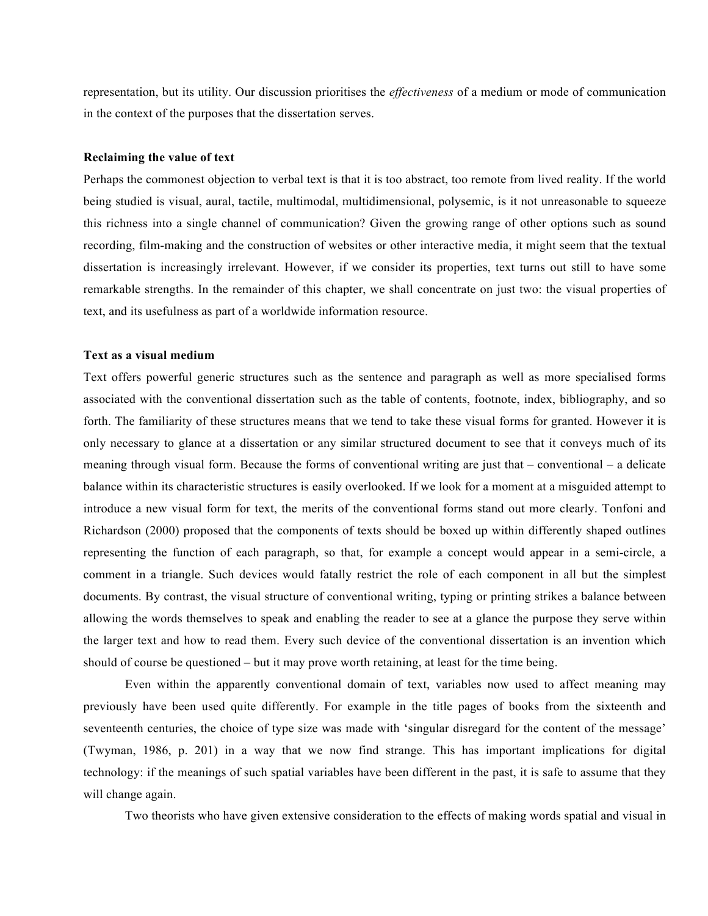representation, but its utility. Our discussion prioritises the *effectiveness* of a medium or mode of communication in the context of the purposes that the dissertation serves.

**Reclaiming the value of text**

Perhaps the commonest objection to verbal text is that it is too abstract, too remote from lived reality. If the world being studied is visual, aural, tactile, multimodal, multidimensional, polysemic, is it not unreasonable to squeeze this richness into a single channel of communication? Given the growing range of other options such as sound recording, film-making and the construction of websites or other interactive media, it might seem that the textual dissertation is increasingly irrelevant. However, if we consider its properties, text turns out still to have some remarkable strengths. In the remainder of this chapter, we shall concentrate on just two: the visual properties of text, and its usefulness as part of a worldwide information resource.

**Text as a visual medium**

Text offers powerful generic structures such as the sentence and paragraph as well as more specialised forms associated with the conventional dissertation such as the table of contents, footnote, index, bibliography, and so forth. The familiarity of these structures means that we tend to take these visual forms for granted. However it is only necessary to glance at a dissertation or any similar structured document to see that it conveys much of its meaning through visual form. Because the forms of conventional writing are just that – conventional – a delicate balance within its characteristic structures is easily overlooked. If we look for a moment at a misguided attempt to introduce a new visual form for text, the merits of the conventional forms stand out more clearly. Tonfoni and Richardson (2000) proposed that the components of texts should be boxed up within differently shaped outlines representing the function of each paragraph, so that, for example a concept would appear in a semi-circle, a comment in a triangle. Such devices would fatally restrict the role of each component in all but the simplest documents. By contrast, the visual structure of conventional writing, typing or printing strikes a balance between allowing the words themselves to speak and enabling the reader to see at a glance the purpose they serve within the larger text and how to read them. Every such device of the conventional dissertation is an invention which should of course be questioned – but it may prove worth retaining, at least for the time being.

Even within the apparently conventional domain of text, variables now used to affect meaning may previously have been used quite differently. For example in the title pages of books from the sixteenth and seventeenth centuries, the choice of type size was made with 'singular disregard for the content of the message' (Twyman, 1986, p. 201) in a way that we now find strange. This has important implications for digital technology: if the meanings of such spatial variables have been different in the past, it is safe to assume that they will change again.

Two theorists who have given extensive consideration to the effects of making words spatial and visual in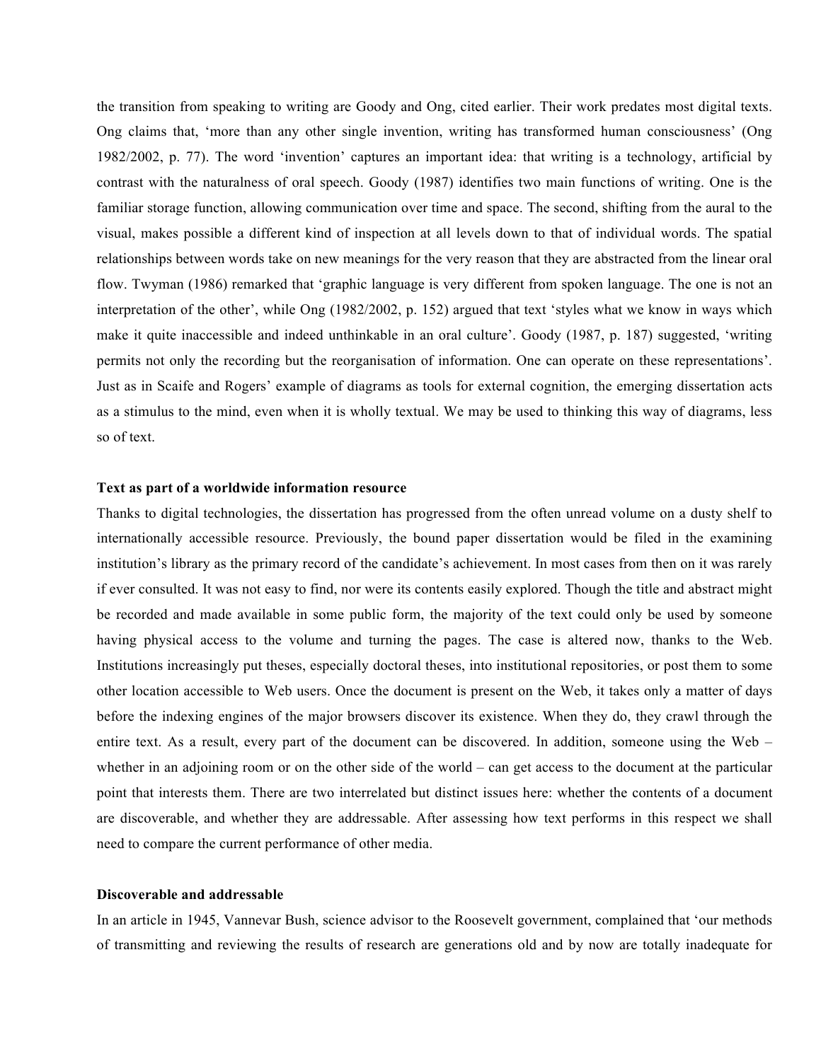the transition from speaking to writing are Goody and Ong, cited earlier. Their work predates most digital texts. Ong claims that, 'more than any other single invention, writing has transformed human consciousness' (Ong 1982/2002, p. 77). The word 'invention' captures an important idea: that writing is a technology, artificial by contrast with the naturalness of oral speech. Goody (1987) identifies two main functions of writing. One is the familiar storage function, allowing communication over time and space. The second, shifting from the aural to the visual, makes possible a different kind of inspection at all levels down to that of individual words. The spatial relationships between words take on new meanings for the very reason that they are abstracted from the linear oral flow. Twyman (1986) remarked that 'graphic language is very different from spoken language. The one is not an interpretation of the other', while Ong (1982/2002, p. 152) argued that text 'styles what we know in ways which make it quite inaccessible and indeed unthinkable in an oral culture'. Goody (1987, p. 187) suggested, 'writing permits not only the recording but the reorganisation of information. One can operate on these representations'. Just as in Scaife and Rogers' example of diagrams as tools for external cognition, the emerging dissertation acts as a stimulus to the mind, even when it is wholly textual. We may be used to thinking this way of diagrams, less so of text.

**Text as part of a worldwide information resource**

Thanks to digital technologies, the dissertation has progressed from the often unread volume on a dusty shelf to internationally accessible resource. Previously, the bound paper dissertation would be filed in the examining institution's library as the primary record of the candidate's achievement. In most cases from then on it was rarely if ever consulted. It was not easy to find, nor were its contents easily explored. Though the title and abstract might be recorded and made available in some public form, the majority of the text could only be used by someone having physical access to the volume and turning the pages. The case is altered now, thanks to the Web. Institutions increasingly put theses, especially doctoral theses, into institutional repositories, or post them to some other location accessible to Web users. Once the document is present on the Web, it takes only a matter of days before the indexing engines of the major browsers discover its existence. When they do, they crawl through the entire text. As a result, every part of the document can be discovered. In addition, someone using the Web – whether in an adjoining room or on the other side of the world – can get access to the document at the particular point that interests them. There are two interrelated but distinct issues here: whether the contents of a document are discoverable, and whether they are addressable. After assessing how text performs in this respect we shall need to compare the current performance of other media.

**Discoverable and addressable**

In an article in 1945, Vannevar Bush, science advisor to the Roosevelt government, complained that 'our methods of transmitting and reviewing the results of research are generations old and by now are totally inadequate for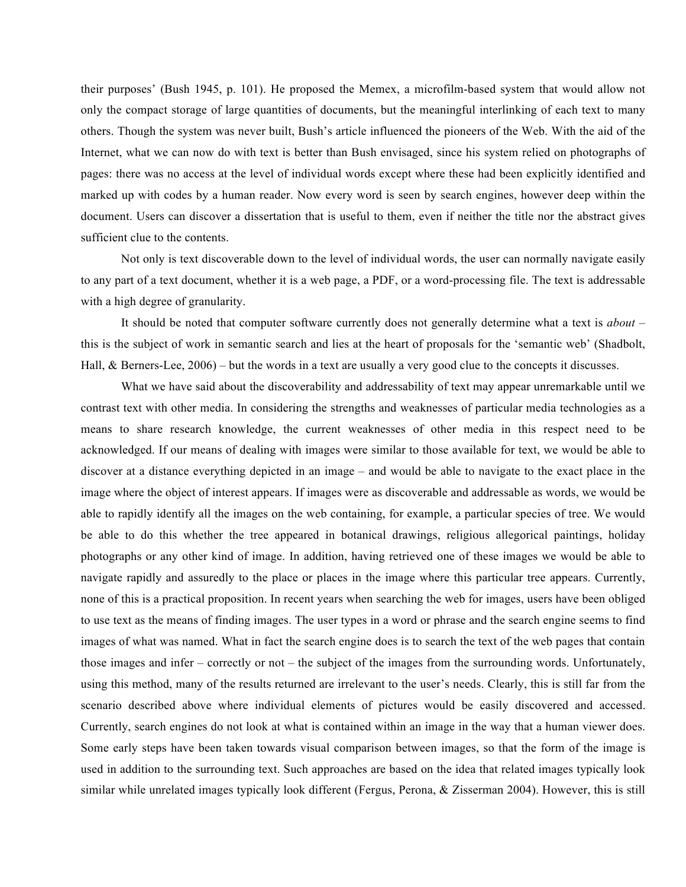their purposes' (Bush 1945, p. 101). He proposed the Memex, a microfilm-based system that would allow not only the compact storage of large quantities of documents, but the meaningful interlinking of each text to many others. Though the system was never built, Bush's article influenced the pioneers of the Web. With the aid of the Internet, what we can now do with text is better than Bush envisaged, since his system relied on photographs of pages: there was no access at the level of individual words except where these had been explicitly identified and marked up with codes by a human reader. Now every word is seen by search engines, however deep within the document. Users can discover a dissertation that is useful to them, even if neither the title nor the abstract gives sufficient clue to the contents.

Not only is text discoverable down to the level of individual words, the user can normally navigate easily to any part of a text document, whether it is a web page, a PDF, or a word-processing file. The text is addressable with a high degree of granularity.

It should be noted that computer software currently does not generally determine what a text is *about* – this is the subject of work in semantic search and lies at the heart of proposals for the 'semantic web' (Shadbolt, Hall, & Berners-Lee, 2006) – but the words in a text are usually a very good clue to the concepts it discusses.

What we have said about the discoverability and addressability of text may appear unremarkable until we contrast text with other media. In considering the strengths and weaknesses of particular media technologies as a means to share research knowledge, the current weaknesses of other media in this respect need to be acknowledged. If our means of dealing with images were similar to those available for text, we would be able to discover at a distance everything depicted in an image – and would be able to navigate to the exact place in the image where the object of interest appears. If images were as discoverable and addressable as words, we would be able to rapidly identify all the images on the web containing, for example, a particular species of tree. We would be able to do this whether the tree appeared in botanical drawings, religious allegorical paintings, holiday photographs or any other kind of image. In addition, having retrieved one of these images we would be able to navigate rapidly and assuredly to the place or places in the image where this particular tree appears. Currently, none of this is a practical proposition. In recent years when searching the web for images, users have been obliged to use text as the means of finding images. The user types in a word or phrase and the search engine seems to find images of what was named. What in fact the search engine does is to search the text of the web pages that contain those images and infer – correctly or not – the subject of the images from the surrounding words. Unfortunately, using this method, many of the results returned are irrelevant to the user's needs. Clearly, this is still far from the scenario described above where individual elements of pictures would be easily discovered and accessed. Currently, search engines do not look at what is contained within an image in the way that a human viewer does. Some early steps have been taken towards visual comparison between images, so that the form of the image is used in addition to the surrounding text. Such approaches are based on the idea that related images typically look similar while unrelated images typically look different (Fergus, Perona, & Zisserman 2004). However, this is still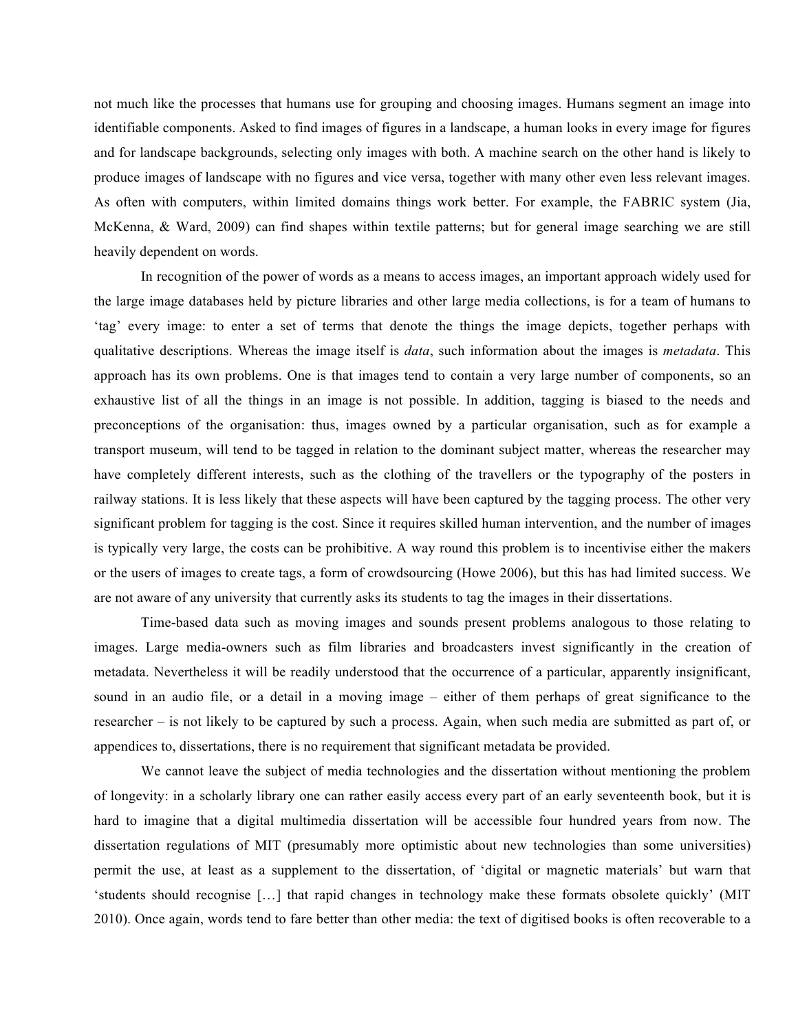not much like the processes that humans use for grouping and choosing images. Humans segment an image into identifiable components. Asked to find images of figures in a landscape, a human looks in every image for figures and for landscape backgrounds, selecting only images with both. A machine search on the other hand is likely to produce images of landscape with no figures and vice versa, together with many other even less relevant images. As often with computers, within limited domains things work better. For example, the FABRIC system (Jia, McKenna, & Ward, 2009) can find shapes within textile patterns; but for general image searching we are still heavily dependent on words.

In recognition of the power of words as a means to access images, an important approach widely used for the large image databases held by picture libraries and other large media collections, is for a team of humans to 'tag' every image: to enter a set of terms that denote the things the image depicts, together perhaps with qualitative descriptions. Whereas the image itself is *data*, such information about the images is *metadata*. This approach has its own problems. One is that images tend to contain a very large number of components, so an exhaustive list of all the things in an image is not possible. In addition, tagging is biased to the needs and preconceptions of the organisation: thus, images owned by a particular organisation, such as for example a transport museum, will tend to be tagged in relation to the dominant subject matter, whereas the researcher may have completely different interests, such as the clothing of the travellers or the typography of the posters in railway stations. It is less likely that these aspects will have been captured by the tagging process. The other very significant problem for tagging is the cost. Since it requires skilled human intervention, and the number of images is typically very large, the costs can be prohibitive. A way round this problem is to incentivise either the makers or the users of images to create tags, a form of crowdsourcing (Howe 2006), but this has had limited success. We are not aware of any university that currently asks its students to tag the images in their dissertations.

Time-based data such as moving images and sounds present problems analogous to those relating to images. Large media-owners such as film libraries and broadcasters invest significantly in the creation of metadata. Nevertheless it will be readily understood that the occurrence of a particular, apparently insignificant, sound in an audio file, or a detail in a moving image – either of them perhaps of great significance to the researcher – is not likely to be captured by such a process. Again, when such media are submitted as part of, or appendices to, dissertations, there is no requirement that significant metadata be provided.

We cannot leave the subject of media technologies and the dissertation without mentioning the problem of longevity: in a scholarly library one can rather easily access every part of an early seventeenth book, but it is hard to imagine that a digital multimedia dissertation will be accessible four hundred years from now. The dissertation regulations of MIT (presumably more optimistic about new technologies than some universities) permit the use, at least as a supplement to the dissertation, of 'digital or magnetic materials' but warn that 'students should recognise […] that rapid changes in technology make these formats obsolete quickly' (MIT 2010). Once again, words tend to fare better than other media: the text of digitised books is often recoverable to a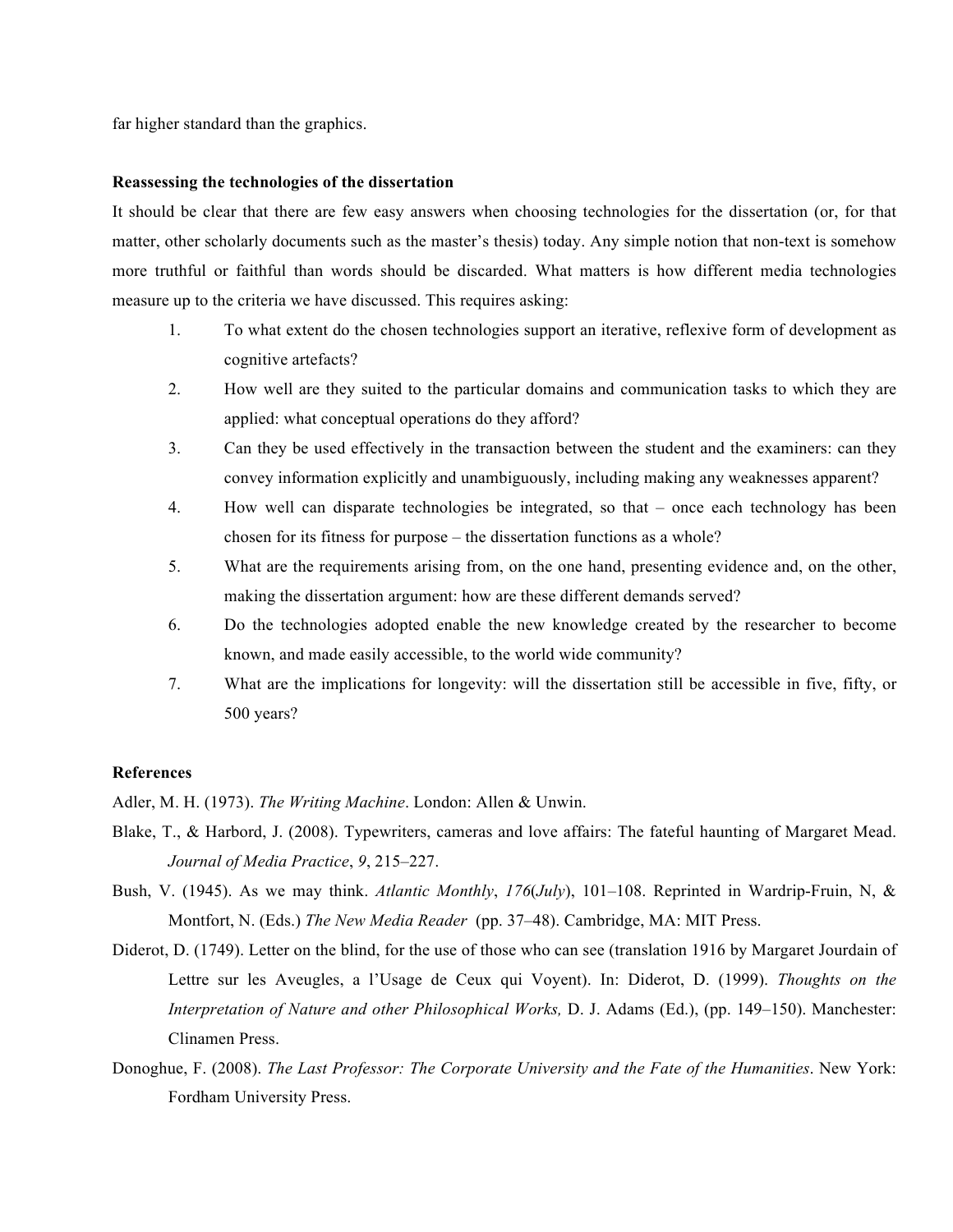far higher standard than the graphics.

**Reassessing the technologies of the dissertation**

It should be clear that there are few easy answers when choosing technologies for the dissertation (or, for that matter, other scholarly documents such as the master's thesis) today. Any simple notion that non-text is somehow more truthful or faithful than words should be discarded. What matters is how different media technologies measure up to the criteria we have discussed. This requires asking:

1. To what extent do the chosen technologies support an iterative, reflexive form of development as cognitive artefacts?
2. How well are they suited to the particular domains and communication tasks to which they are applied: what conceptual operations do they afford?
3. Can they be used effectively in the transaction between the student and the examiners: can they convey information explicitly and unambiguously, including making any weaknesses apparent?
4. How well can disparate technologies be integrated, so that – once each technology has been chosen for its fitness for purpose – the dissertation functions as a whole?
5. What are the requirements arising from, on the one hand, presenting evidence and, on the other, making the dissertation argument: how are these different demands served?
6. Do the technologies adopted enable the new knowledge created by the researcher to become known, and made easily accessible, to the world wide community?
7. What are the implications for longevity: will the dissertation still be accessible in five, fifty, or 500 years?

**References**

Adler, M. H. (1973). *The Writing Machine*. London: Allen & Unwin.

Blake, T., & Harbord, J. (2008). Typewriters, cameras and love affairs: The fateful haunting of Margaret Mead. *Journal of Media Practice*, *9*, 215–227.

Bush, V. (1945). As we may think. *Atlantic Monthly*, *176*(*July*), 101–108. Reprinted in Wardrip-Fruin, N, & Montfort, N. (Eds.) *The New Media Reader* (pp. 37–48). Cambridge, MA: MIT Press.

Diderot, D. (1749). Letter on the blind, for the use of those who can see (translation 1916 by Margaret Jourdain of Lettre sur les Aveugles, a l'Usage de Ceux qui Voyent). In: Diderot, D. (1999). *Thoughts on the Interpretation of Nature and other Philosophical Works,* D. J. Adams (Ed.), (pp. 149–150). Manchester: Clinamen Press.

Donoghue, F. (2008). *The Last Professor: The Corporate University and the Fate of the Humanities*. New York: Fordham University Press.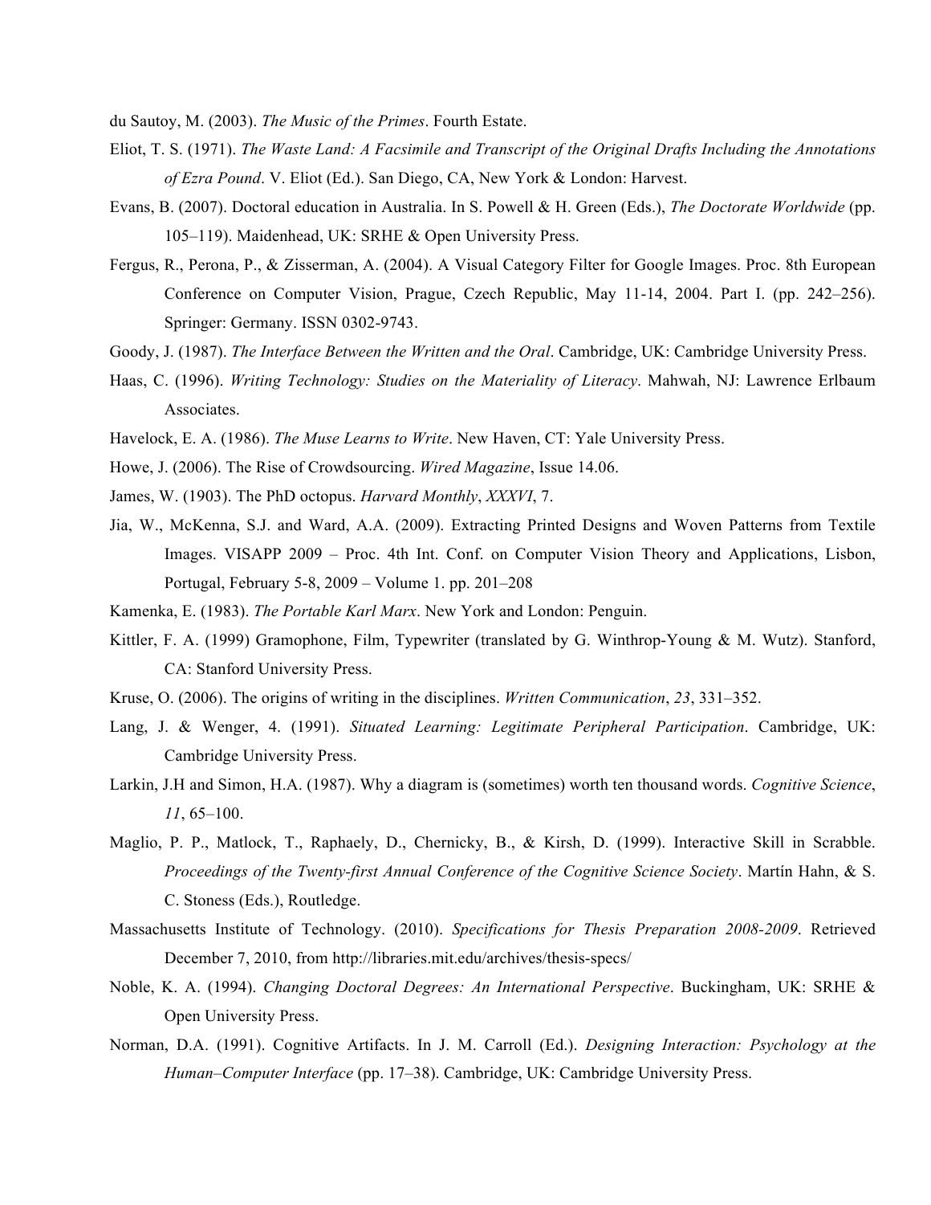du Sautoy, M. (2003). *The Music of the Primes*. Fourth Estate.

Eliot, T. S. (1971). *The Waste Land: A Facsimile and Transcript of the Original Drafts Including the Annotations of Ezra Pound*. V. Eliot (Ed.). San Diego, CA, New York & London: Harvest.

Evans, B. (2007). Doctoral education in Australia. In S. Powell & H. Green (Eds.), *The Doctorate Worldwide* (pp. 105–119). Maidenhead, UK: SRHE & Open University Press.

Fergus, R., Perona, P., & Zisserman, A. (2004). A Visual Category Filter for Google Images. Proc. 8th European Conference on Computer Vision, Prague, Czech Republic, May 11-14, 2004. Part I. (pp. 242–256). Springer: Germany. ISSN 0302-9743.

Goody, J. (1987). *The Interface Between the Written and the Oral*. Cambridge, UK: Cambridge University Press.

Haas, C. (1996). *Writing Technology: Studies on the Materiality of Literacy*. Mahwah, NJ: Lawrence Erlbaum Associates.

Havelock, E. A. (1986). *The Muse Learns to Write*. New Haven, CT: Yale University Press.

Howe, J. (2006). The Rise of Crowdsourcing. *Wired Magazine*, Issue 14.06.

James, W. (1903). The PhD octopus. *Harvard Monthly*, *XXXVI*, 7.

Jia, W., McKenna, S.J. and Ward, A.A. (2009). Extracting Printed Designs and Woven Patterns from Textile Images. VISAPP 2009 – Proc. 4th Int. Conf. on Computer Vision Theory and Applications, Lisbon, Portugal, February 5-8, 2009 – Volume 1. pp. 201–208

Kamenka, E. (1983). *The Portable Karl Marx*. New York and London: Penguin.

Kittler, F. A. (1999) Gramophone, Film, Typewriter (translated by G. Winthrop-Young & M. Wutz). Stanford, CA: Stanford University Press.

Kruse, O. (2006). The origins of writing in the disciplines. *Written Communication*, *23*, 331–352.

Lang, J. & Wenger, 4. (1991). *Situated Learning: Legitimate Peripheral Participation*. Cambridge, UK: Cambridge University Press.

Larkin, J.H and Simon, H.A. (1987). Why a diagram is (sometimes) worth ten thousand words. *Cognitive Science*, *11*, 65–100.

Maglio, P. P., Matlock, T., Raphaely, D., Chernicky, B., & Kirsh, D. (1999). Interactive Skill in Scrabble. *Proceedings of the Twenty-first Annual Conference of the Cognitive Science Society*. Martín Hahn, & S. C. Stoness (Eds.), Routledge.

Massachusetts Institute of Technology. (2010). *Specifications for Thesis Preparation 2008-2009*. Retrieved December 7, 2010, from http://libraries.mit.edu/archives/thesis-specs/

Noble, K. A. (1994). *Changing Doctoral Degrees: An International Perspective*. Buckingham, UK: SRHE & Open University Press.

Norman, D.A. (1991). Cognitive Artifacts. In J. M. Carroll (Ed.). *Designing Interaction: Psychology at the Human–Computer Interface* (pp. 17–38). Cambridge, UK: Cambridge University Press.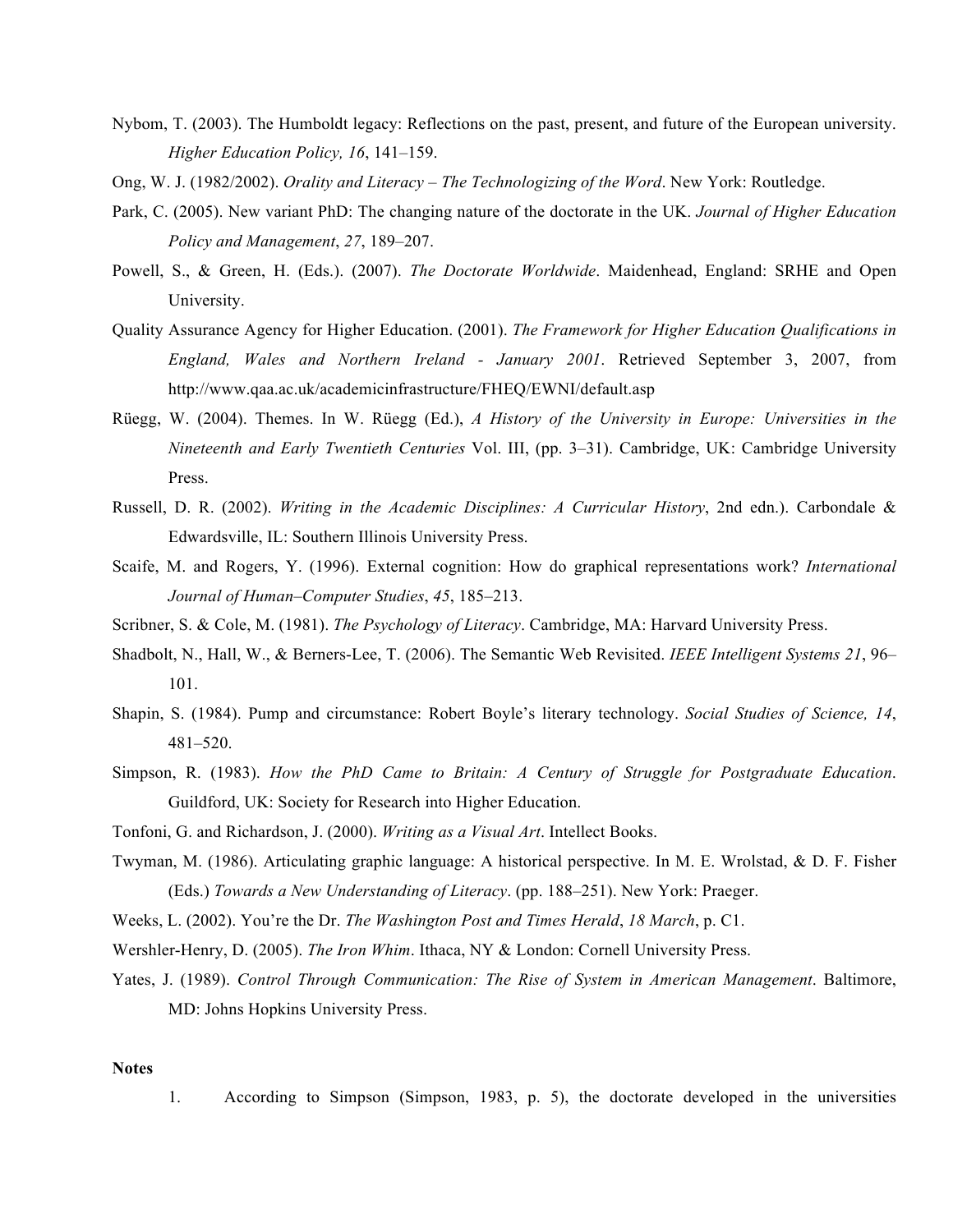Nybom, T. (2003). The Humboldt legacy: Reflections on the past, present, and future of the European university. *Higher Education Policy, 16*, 141–159.

Ong, W. J. (1982/2002). *Orality and Literacy – The Technologizing of the Word*. New York: Routledge.

Park, C. (2005). New variant PhD: The changing nature of the doctorate in the UK. *Journal of Higher Education Policy and Management*, *27*, 189–207.

Powell, S., & Green, H. (Eds.). (2007). *The Doctorate Worldwide*. Maidenhead, England: SRHE and Open University.

Quality Assurance Agency for Higher Education. (2001). *The Framework for Higher Education Qualifications in England, Wales and Northern Ireland - January 2001*. Retrieved September 3, 2007, from http://www.qaa.ac.uk/academicinfrastructure/FHEQ/EWNI/default.asp

Rüegg, W. (2004). Themes. In W. Rüegg (Ed.), *A History of the University in Europe: Universities in the Nineteenth and Early Twentieth Centuries* Vol. III, (pp. 3–31). Cambridge, UK: Cambridge University Press.

Russell, D. R. (2002). *Writing in the Academic Disciplines: A Curricular History*, 2nd edn.). Carbondale & Edwardsville, IL: Southern Illinois University Press.

Scaife, M. and Rogers, Y. (1996). External cognition: How do graphical representations work? *International Journal of Human–Computer Studies*, *45*, 185–213.

Scribner, S. & Cole, M. (1981). *The Psychology of Literacy*. Cambridge, MA: Harvard University Press.

Shadbolt, N., Hall, W., & Berners-Lee, T. (2006). The Semantic Web Revisited. *IEEE Intelligent Systems 21*, 96–101.

Shapin, S. (1984). Pump and circumstance: Robert Boyle's literary technology. *Social Studies of Science, 14*, 481–520.

Simpson, R. (1983). *How the PhD Came to Britain: A Century of Struggle for Postgraduate Education*. Guildford, UK: Society for Research into Higher Education.

Tonfoni, G. and Richardson, J. (2000). *Writing as a Visual Art*. Intellect Books.

Twyman, M. (1986). Articulating graphic language: A historical perspective. In M. E. Wrolstad, & D. F. Fisher (Eds.) *Towards a New Understanding of Literacy*. (pp. 188–251). New York: Praeger.

Weeks, L. (2002). You're the Dr. *The Washington Post and Times Herald*, *18 March*, p. C1.

Wershler-Henry, D. (2005). *The Iron Whim*. Ithaca, NY & London: Cornell University Press.

Yates, J. (1989). *Control Through Communication: The Rise of System in American Management*. Baltimore, MD: Johns Hopkins University Press.

**Notes**

1. According to Simpson (Simpson, 1983, p. 5), the doctorate developed in the universities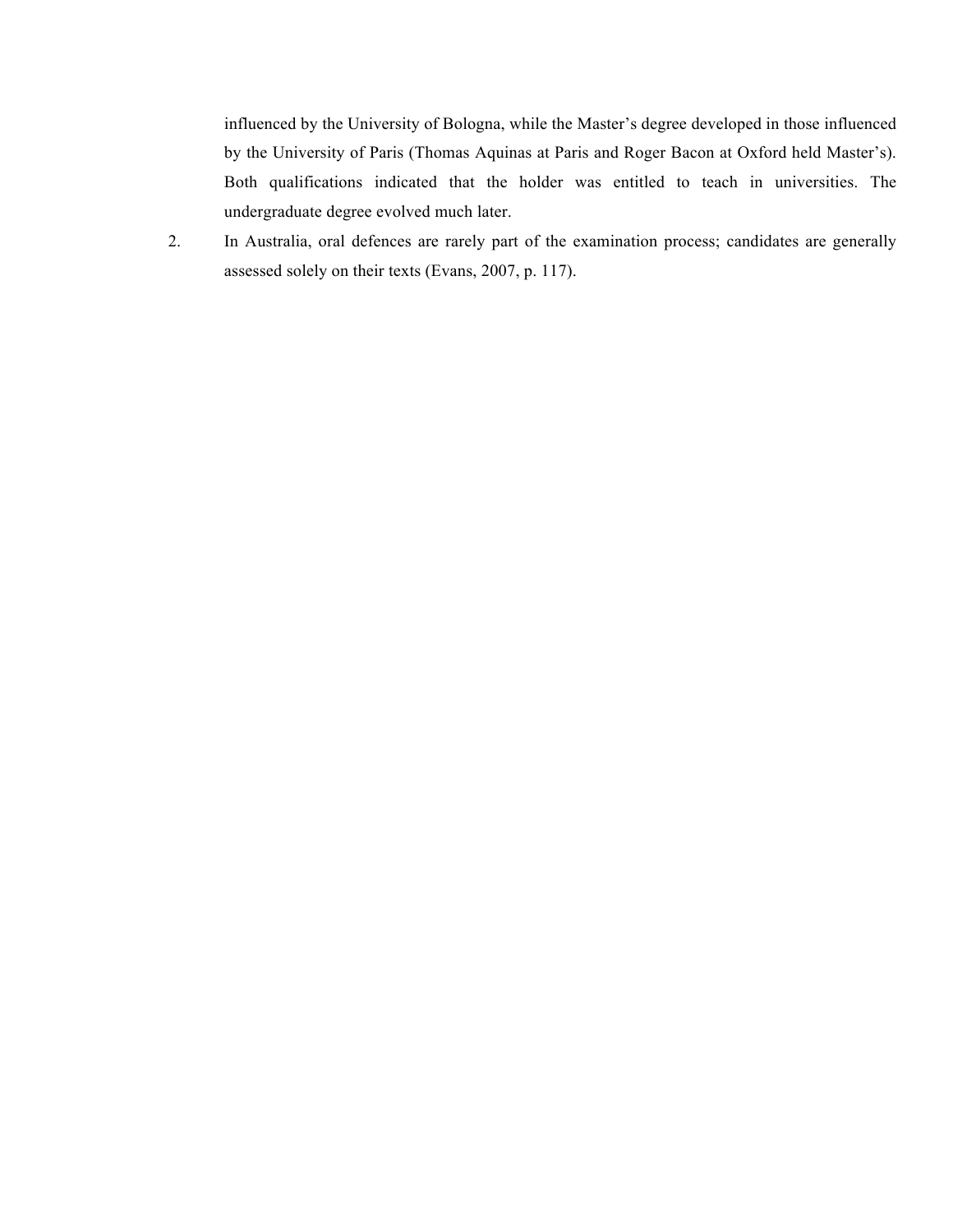influenced by the University of Bologna, while the Master's degree developed in those influenced by the University of Paris (Thomas Aquinas at Paris and Roger Bacon at Oxford held Master's). Both qualifications indicated that the holder was entitled to teach in universities. The undergraduate degree evolved much later.

2. In Australia, oral defences are rarely part of the examination process; candidates are generally assessed solely on their texts (Evans, 2007, p. 117).